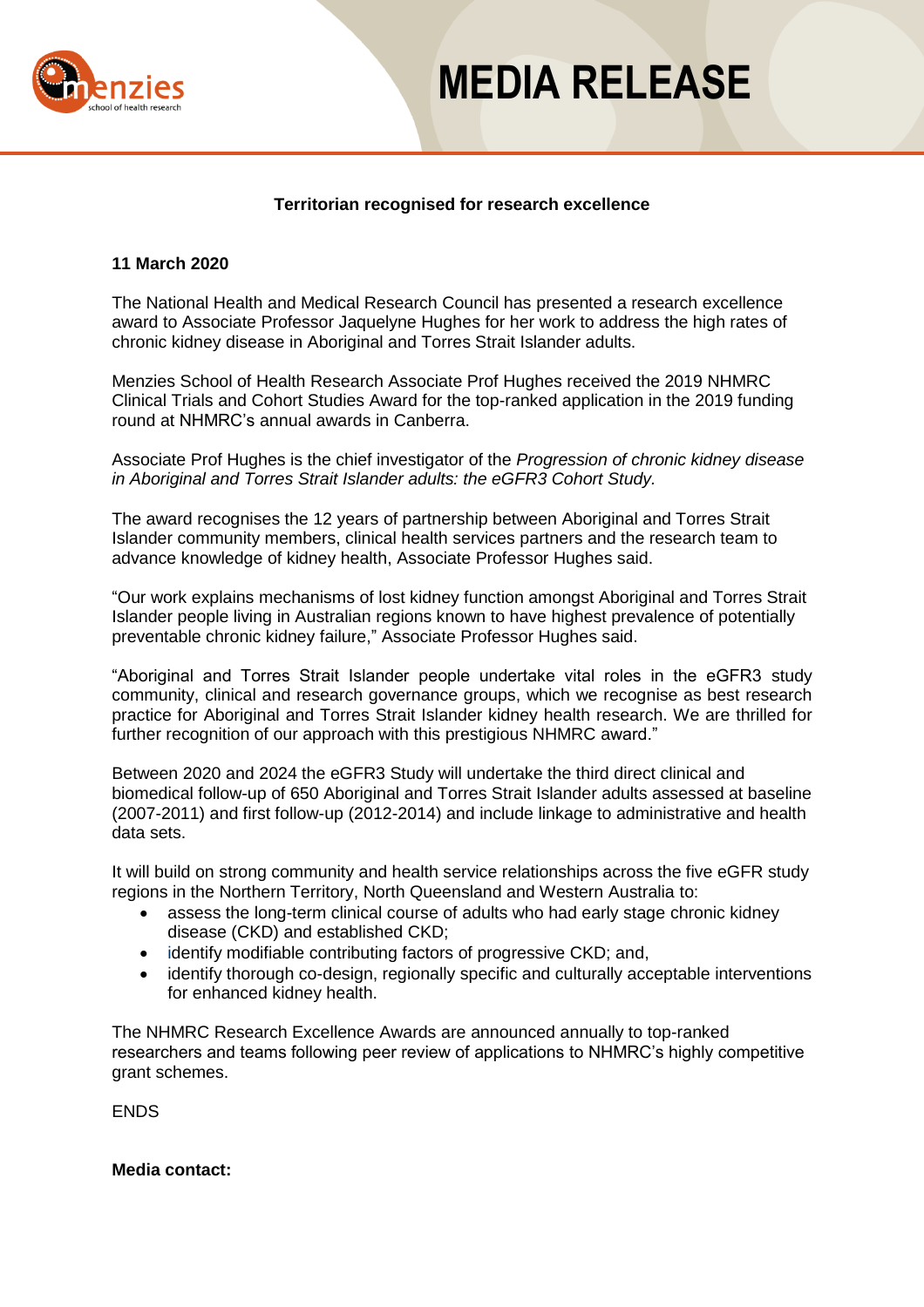# MEDIA RELEASE

**Territorian recognised for research excellence**

**11 March 2020**

The National Health and Medical Research Council has presented a research excellence award to Associate Professor Jaquelyne Hughes for her work to address the high rates of chronic kidney disease in Aboriginal and Torres Strait Islander adults.

Menzies School of Health Research Associate Prof Hughes received the 2019 NHMRC Clinical Trials and Cohort Studies Award for the top-ranked application in the 2019 funding round at NHMRC's annual awards in Canberra.

Associate Prof Hughes is the chief investigator of the *Progression of chronic kidney disease in Aboriginal and Torres Strait Islander adults: the eGFR3 Cohort Study.*

The award recognises the 12 years of partnership between Aboriginal and Torres Strait Islander community members, clinical health services partners and the research team to advance knowledge of kidney health, Associate Professor Hughes said.

"Our work explains mechanisms of lost kidney function amongst Aboriginal and Torres Strait Islander people living in Australian regions known to have highest prevalence of potentially preventable chronic kidney failure," Associate Professor Hughes said.

"Aboriginal and Torres Strait Islander people undertake vital roles in the eGFR3 study community, clinical and research governance groups, which we recognise as best research practice for Aboriginal and Torres Strait Islander kidney health research. We are thrilled for further recognition of our approach with this prestigious NHMRC award."

Between 2020 and 2024 the eGFR3 Study will undertake the third direct clinical and biomedical follow-up of 650 Aboriginal and Torres Strait Islander adults assessed at baseline (2007-2011) and first follow-up (2012-2014) and include linkage to administrative and health data sets.

It will build on strong community and health service relationships across the five eGFR study regions in the Northern Territory, North Queensland and Western Australia to:

- assess the long-term clinical course of adults who had early stage chronic kidney disease (CKD) and established CKD;
- identify modifiable contributing factors of progressive CKD; and,
- identify thorough co-design, regionally specific and culturally acceptable interventions for enhanced kidney health.

The NHMRC Research Excellence Awards are announced annually to top-ranked researchers and teams following peer review of applications to NHMRC's highly competitive grant schemes.

ENDS

**Media contact:**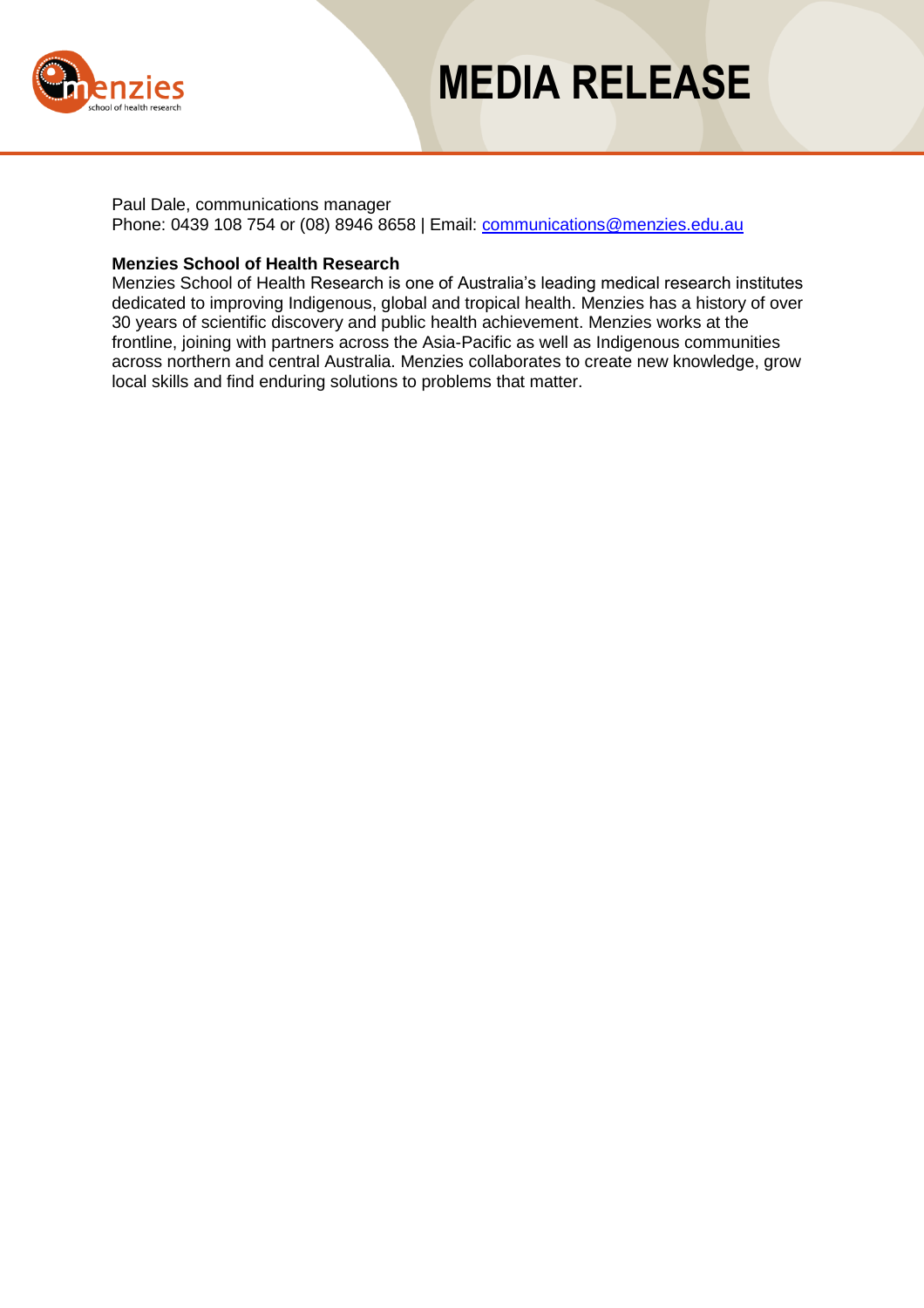# MEDIA RELEASE

Paul Dale, communications manager
Phone: 0439 108 754 or (08) 8946 8658 | Email: communications@menzies.edu.au

**Menzies School of Health Research**
Menzies School of Health Research is one of Australia's leading medical research institutes dedicated to improving Indigenous, global and tropical health. Menzies has a history of over 30 years of scientific discovery and public health achievement. Menzies works at the frontline, joining with partners across the Asia-Pacific as well as Indigenous communities across northern and central Australia. Menzies collaborates to create new knowledge, grow local skills and find enduring solutions to problems that matter.